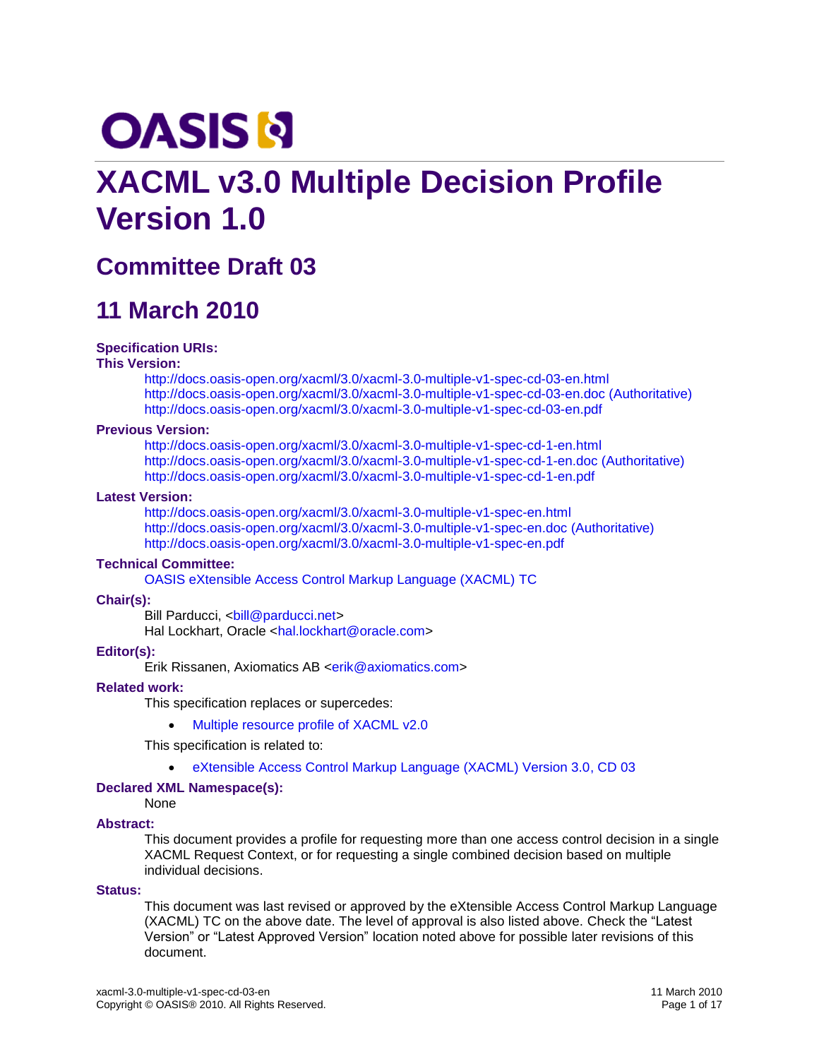OASIS

# XACML v3.0 Multiple Decision Profile Version 1.0

## Committee Draft 03

## 11 March 2010

**Specification URIs:**

**This Version:**

http://docs.oasis-open.org/xacml/3.0/xacml-3.0-multiple-v1-spec-cd-03-en.html
http://docs.oasis-open.org/xacml/3.0/xacml-3.0-multiple-v1-spec-cd-03-en.doc (Authoritative)
http://docs.oasis-open.org/xacml/3.0/xacml-3.0-multiple-v1-spec-cd-03-en.pdf

**Previous Version:**

http://docs.oasis-open.org/xacml/3.0/xacml-3.0-multiple-v1-spec-cd-1-en.html
http://docs.oasis-open.org/xacml/3.0/xacml-3.0-multiple-v1-spec-cd-1-en.doc (Authoritative)
http://docs.oasis-open.org/xacml/3.0/xacml-3.0-multiple-v1-spec-cd-1-en.pdf

**Latest Version:**

http://docs.oasis-open.org/xacml/3.0/xacml-3.0-multiple-v1-spec-en.html
http://docs.oasis-open.org/xacml/3.0/xacml-3.0-multiple-v1-spec-en.doc (Authoritative)
http://docs.oasis-open.org/xacml/3.0/xacml-3.0-multiple-v1-spec-en.pdf

**Technical Committee:**

OASIS eXtensible Access Control Markup Language (XACML) TC

**Chair(s):**

Bill Parducci, <bill@parducci.net>
Hal Lockhart, Oracle <hal.lockhart@oracle.com>

**Editor(s):**

Erik Rissanen, Axiomatics AB <erik@axiomatics.com>

**Related work:**

This specification replaces or supercedes:

- Multiple resource profile of XACML v2.0

This specification is related to:

- eXtensible Access Control Markup Language (XACML) Version 3.0, CD 03

**Declared XML Namespace(s):**

None

**Abstract:**

This document provides a profile for requesting more than one access control decision in a single XACML Request Context, or for requesting a single combined decision based on multiple individual decisions.

**Status:**

This document was last revised or approved by the eXtensible Access Control Markup Language (XACML) TC on the above date. The level of approval is also listed above. Check the "Latest Version" or "Latest Approved Version" location noted above for possible later revisions of this document.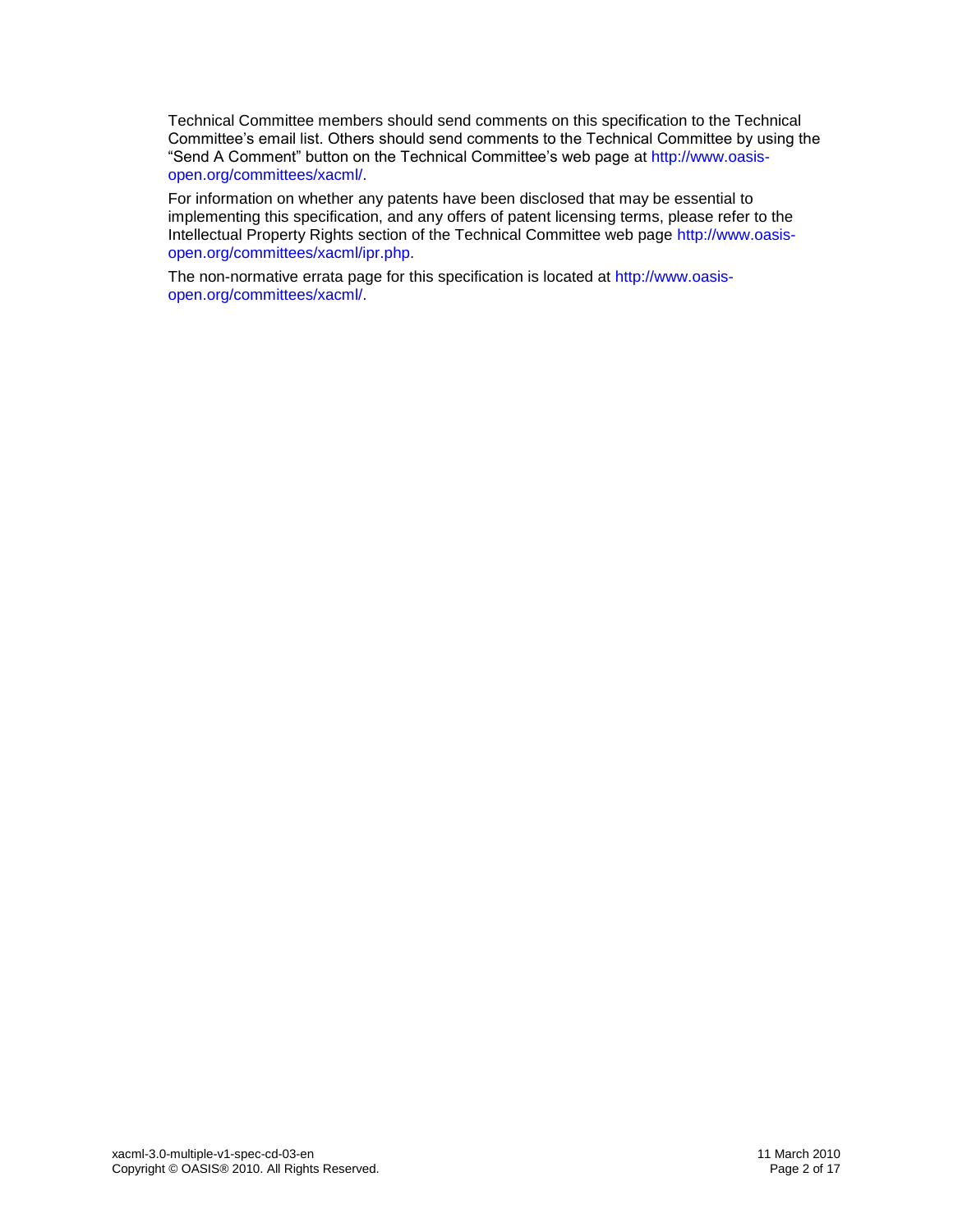Technical Committee members should send comments on this specification to the Technical Committee's email list. Others should send comments to the Technical Committee by using the "Send A Comment" button on the Technical Committee's web page at http://www.oasis-open.org/committees/xacml/.

For information on whether any patents have been disclosed that may be essential to implementing this specification, and any offers of patent licensing terms, please refer to the Intellectual Property Rights section of the Technical Committee web page http://www.oasis-open.org/committees/xacml/ipr.php.

The non-normative errata page for this specification is located at http://www.oasis-open.org/committees/xacml/.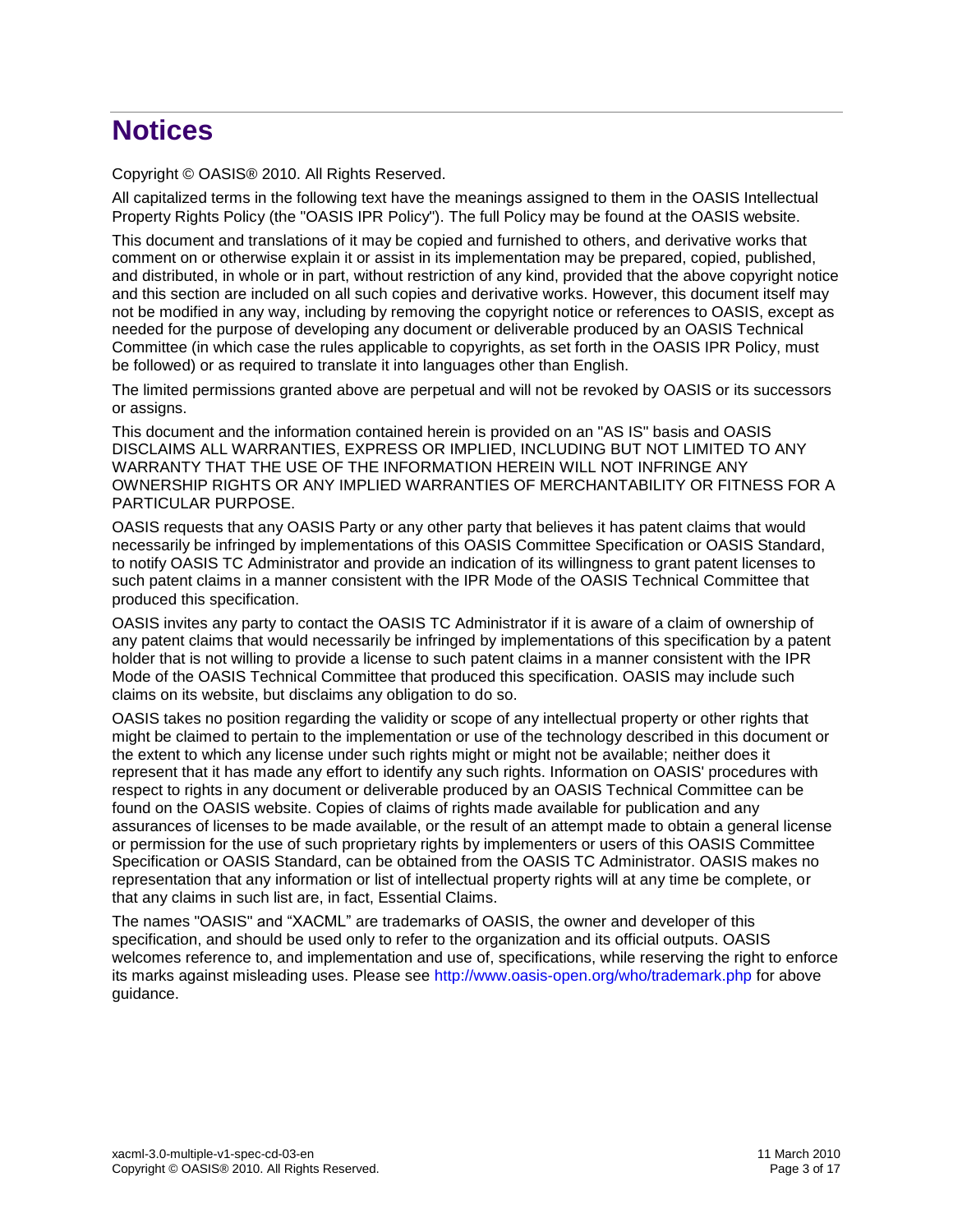# Notices

Copyright © OASIS® 2010. All Rights Reserved.

All capitalized terms in the following text have the meanings assigned to them in the OASIS Intellectual Property Rights Policy (the "OASIS IPR Policy"). The full Policy may be found at the OASIS website.

This document and translations of it may be copied and furnished to others, and derivative works that comment on or otherwise explain it or assist in its implementation may be prepared, copied, published, and distributed, in whole or in part, without restriction of any kind, provided that the above copyright notice and this section are included on all such copies and derivative works. However, this document itself may not be modified in any way, including by removing the copyright notice or references to OASIS, except as needed for the purpose of developing any document or deliverable produced by an OASIS Technical Committee (in which case the rules applicable to copyrights, as set forth in the OASIS IPR Policy, must be followed) or as required to translate it into languages other than English.

The limited permissions granted above are perpetual and will not be revoked by OASIS or its successors or assigns.

This document and the information contained herein is provided on an "AS IS" basis and OASIS DISCLAIMS ALL WARRANTIES, EXPRESS OR IMPLIED, INCLUDING BUT NOT LIMITED TO ANY WARRANTY THAT THE USE OF THE INFORMATION HEREIN WILL NOT INFRINGE ANY OWNERSHIP RIGHTS OR ANY IMPLIED WARRANTIES OF MERCHANTABILITY OR FITNESS FOR A PARTICULAR PURPOSE.

OASIS requests that any OASIS Party or any other party that believes it has patent claims that would necessarily be infringed by implementations of this OASIS Committee Specification or OASIS Standard, to notify OASIS TC Administrator and provide an indication of its willingness to grant patent licenses to such patent claims in a manner consistent with the IPR Mode of the OASIS Technical Committee that produced this specification.

OASIS invites any party to contact the OASIS TC Administrator if it is aware of a claim of ownership of any patent claims that would necessarily be infringed by implementations of this specification by a patent holder that is not willing to provide a license to such patent claims in a manner consistent with the IPR Mode of the OASIS Technical Committee that produced this specification. OASIS may include such claims on its website, but disclaims any obligation to do so.

OASIS takes no position regarding the validity or scope of any intellectual property or other rights that might be claimed to pertain to the implementation or use of the technology described in this document or the extent to which any license under such rights might or might not be available; neither does it represent that it has made any effort to identify any such rights. Information on OASIS' procedures with respect to rights in any document or deliverable produced by an OASIS Technical Committee can be found on the OASIS website. Copies of claims of rights made available for publication and any assurances of licenses to be made available, or the result of an attempt made to obtain a general license or permission for the use of such proprietary rights by implementers or users of this OASIS Committee Specification or OASIS Standard, can be obtained from the OASIS TC Administrator. OASIS makes no representation that any information or list of intellectual property rights will at any time be complete, or that any claims in such list are, in fact, Essential Claims.

The names "OASIS" and “XACML” are trademarks of OASIS, the owner and developer of this specification, and should be used only to refer to the organization and its official outputs. OASIS welcomes reference to, and implementation and use of, specifications, while reserving the right to enforce its marks against misleading uses. Please see http://www.oasis-open.org/who/trademark.php for above guidance.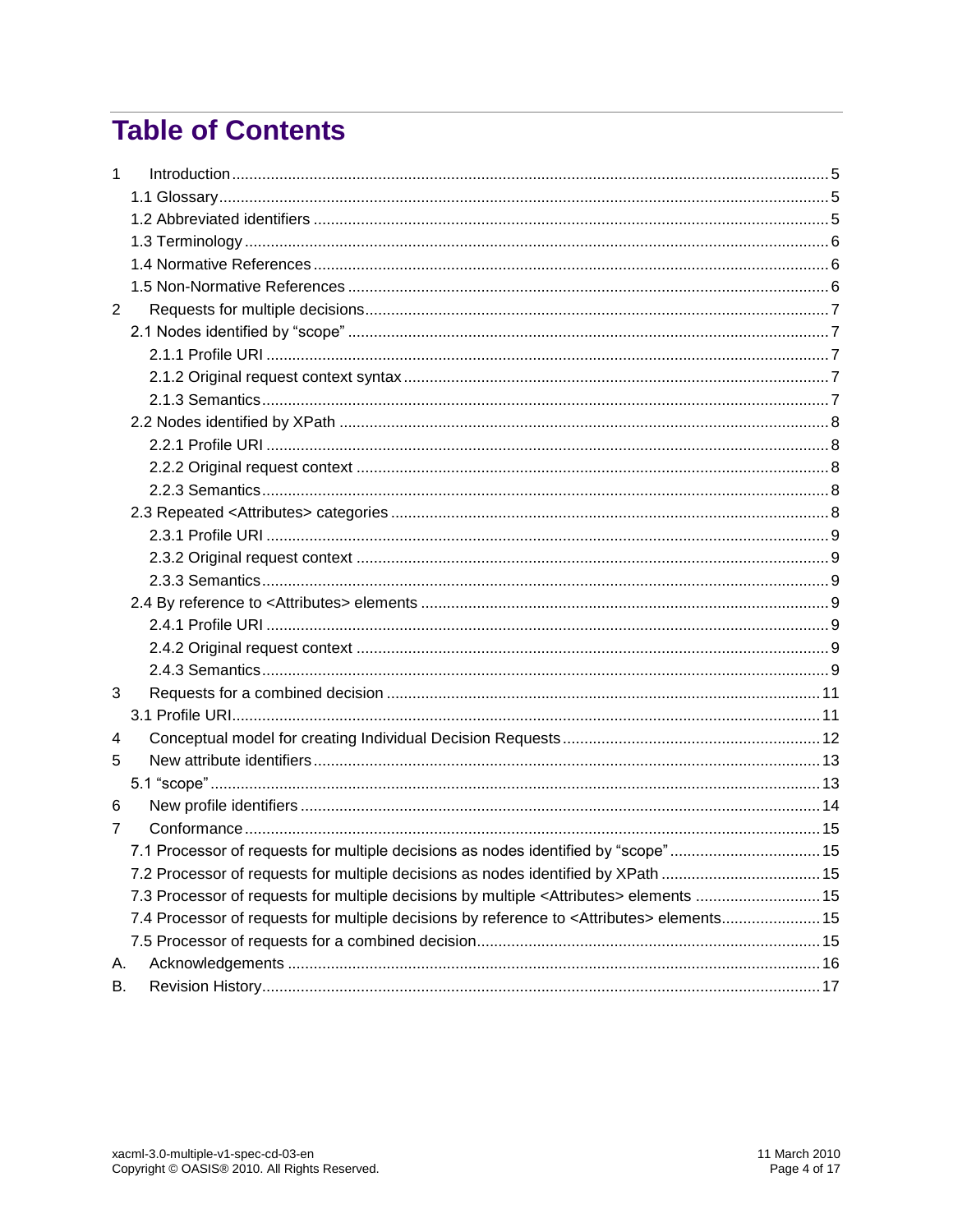# Table of Contents

1 Introduction ... 5
- 1.1 Glossary ... 5
- 1.2 Abbreviated identifiers ... 5
- 1.3 Terminology ... 6
- 1.4 Normative References ... 6
- 1.5 Non-Normative References ... 6

2 Requests for multiple decisions ... 7
- 2.1 Nodes identified by "scope" ... 7
  - 2.1.1 Profile URI ... 7
  - 2.1.2 Original request context syntax ... 7
  - 2.1.3 Semantics ... 7
- 2.2 Nodes identified by XPath ... 8
  - 2.2.1 Profile URI ... 8
  - 2.2.2 Original request context ... 8
  - 2.2.3 Semantics ... 8
- 2.3 Repeated <Attributes> categories ... 8
  - 2.3.1 Profile URI ... 9
  - 2.3.2 Original request context ... 9
  - 2.3.3 Semantics ... 9
- 2.4 By reference to <Attributes> elements ... 9
  - 2.4.1 Profile URI ... 9
  - 2.4.2 Original request context ... 9
  - 2.4.3 Semantics ... 9

3 Requests for a combined decision ... 11
- 3.1 Profile URI ... 11

4 Conceptual model for creating Individual Decision Requests ... 12

5 New attribute identifiers ... 13
- 5.1 "scope" ... 13

6 New profile identifiers ... 14

7 Conformance ... 15
- 7.1 Processor of requests for multiple decisions as nodes identified by "scope" ... 15
- 7.2 Processor of requests for multiple decisions as nodes identified by XPath ... 15
- 7.3 Processor of requests for multiple decisions by multiple <Attributes> elements ... 15
- 7.4 Processor of requests for multiple decisions by reference to <Attributes> elements ... 15
- 7.5 Processor of requests for a combined decision ... 15

A. Acknowledgements ... 16

B. Revision History ... 17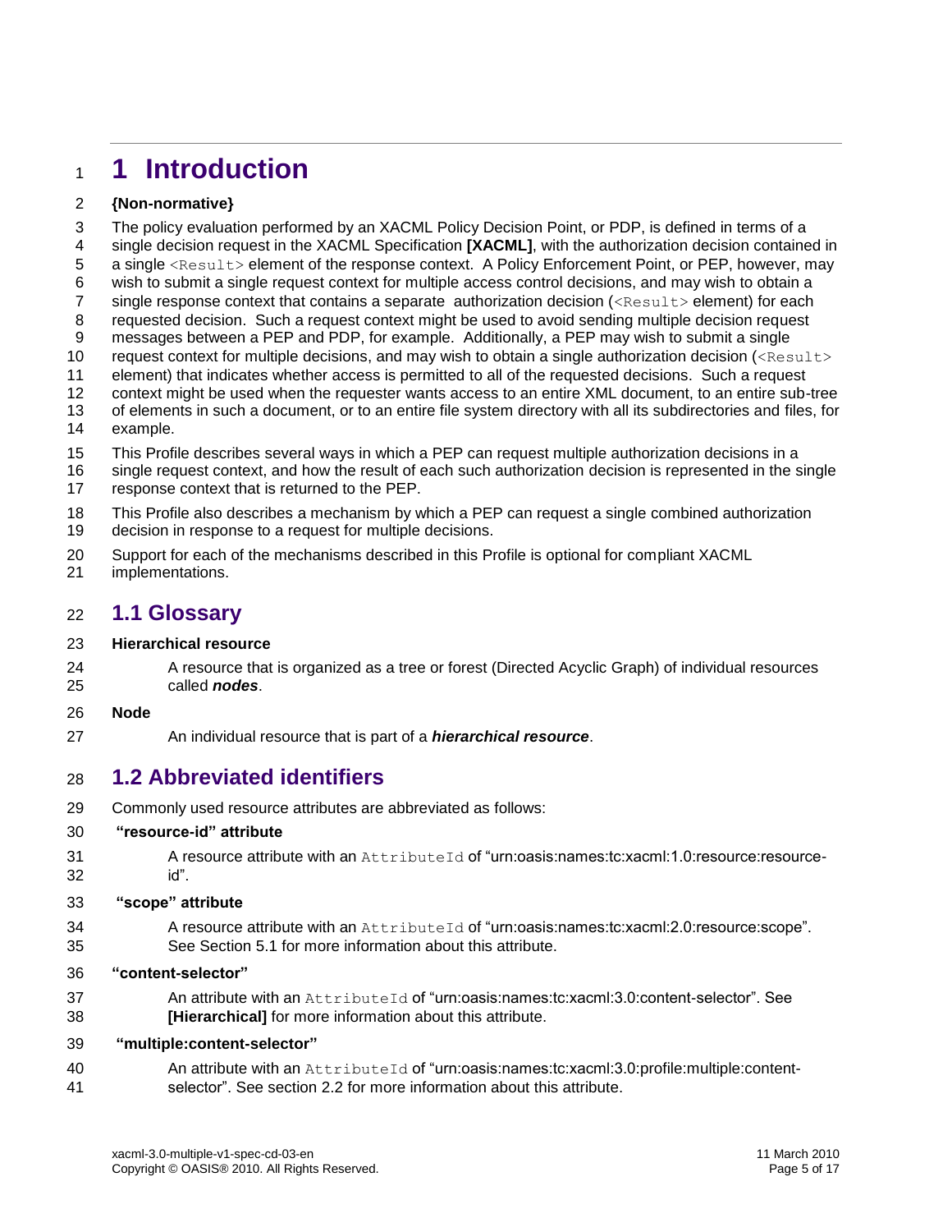# 1 Introduction

**{Non-normative}**

The policy evaluation performed by an XACML Policy Decision Point, or PDP, is defined in terms of a single decision request in the XACML Specification **[XACML]**, with the authorization decision contained in a single `<Result>` element of the response context. A Policy Enforcement Point, or PEP, however, may wish to submit a single request context for multiple access control decisions, and may wish to obtain a single response context that contains a separate authorization decision (`<Result>` element) for each requested decision. Such a request context might be used to avoid sending multiple decision request messages between a PEP and PDP, for example. Additionally, a PEP may wish to submit a single request context for multiple decisions, and may wish to obtain a single authorization decision (`<Result>` element) that indicates whether access is permitted to all of the requested decisions. Such a request context might be used when the requester wants access to an entire XML document, to an entire sub-tree of elements in such a document, or to an entire file system directory with all its subdirectories and files, for example.

This Profile describes several ways in which a PEP can request multiple authorization decisions in a single request context, and how the result of each such authorization decision is represented in the single response context that is returned to the PEP.

This Profile also describes a mechanism by which a PEP can request a single combined authorization decision in response to a request for multiple decisions.

Support for each of the mechanisms described in this Profile is optional for compliant XACML implementations.

## 1.1 Glossary

**Hierarchical resource**

A resource that is organized as a tree or forest (Directed Acyclic Graph) of individual resources called ***nodes***.

**Node**

An individual resource that is part of a ***hierarchical resource***.

## 1.2 Abbreviated identifiers

Commonly used resource attributes are abbreviated as follows:

**"resource-id" attribute**

A resource attribute with an `AttributeId` of "urn:oasis:names:tc:xacml:1.0:resource:resource-id".

**"scope" attribute**

A resource attribute with an `AttributeId` of "urn:oasis:names:tc:xacml:2.0:resource:scope". See Section 5.1 for more information about this attribute.

**"content-selector"**

An attribute with an `AttributeId` of "urn:oasis:names:tc:xacml:3.0:content-selector". See **[Hierarchical]** for more information about this attribute.

**"multiple:content-selector"**

An attribute with an `AttributeId` of "urn:oasis:names:tc:xacml:3.0:profile:multiple:content-selector". See section 2.2 for more information about this attribute.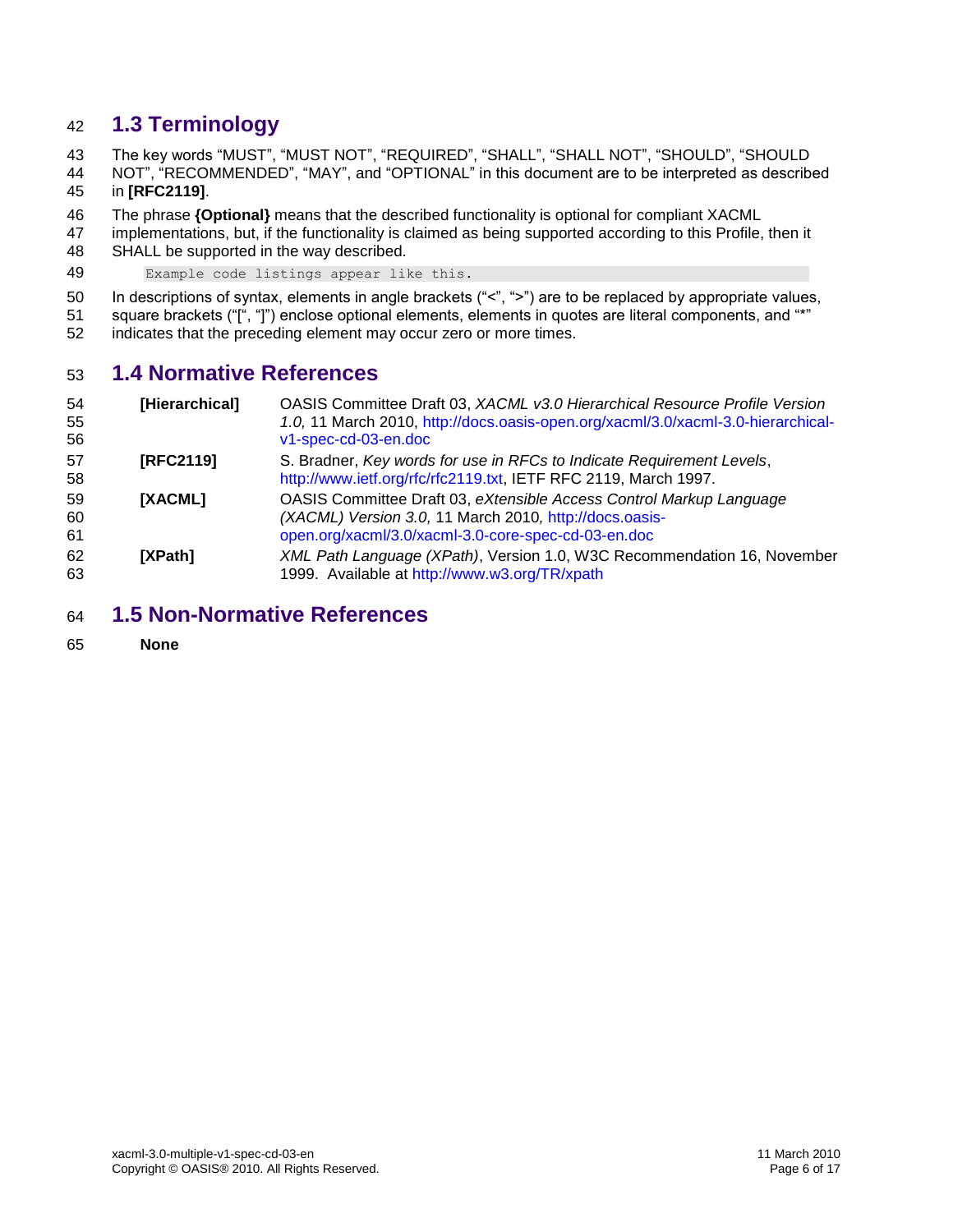## 1.3 Terminology

The key words "MUST", "MUST NOT", "REQUIRED", "SHALL", "SHALL NOT", "SHOULD", "SHOULD NOT", "RECOMMENDED", "MAY", and "OPTIONAL" in this document are to be interpreted as described in **[RFC2119]**.

The phrase **{Optional}** means that the described functionality is optional for compliant XACML implementations, but, if the functionality is claimed as being supported according to this Profile, then it SHALL be supported in the way described.

```
Example code listings appear like this.
```

In descriptions of syntax, elements in angle brackets ("<", ">") are to be replaced by appropriate values, square brackets ("[", "]") enclose optional elements, elements in quotes are literal components, and "*" indicates that the preceding element may occur zero or more times.

## 1.4 Normative References

**[Hierarchical]** OASIS Committee Draft 03, *XACML v3.0 Hierarchical Resource Profile Version 1.0,* 11 March 2010, http://docs.oasis-open.org/xacml/3.0/xacml-3.0-hierarchical-v1-spec-cd-03-en.doc

**[RFC2119]** S. Bradner, *Key words for use in RFCs to Indicate Requirement Levels*, http://www.ietf.org/rfc/rfc2119.txt, IETF RFC 2119, March 1997.

**[XACML]** OASIS Committee Draft 03, *eXtensible Access Control Markup Language (XACML) Version 3.0,* 11 March 2010, http://docs.oasis-open.org/xacml/3.0/xacml-3.0-core-spec-cd-03-en.doc

**[XPath]** *XML Path Language (XPath)*, Version 1.0, W3C Recommendation 16, November 1999. Available at http://www.w3.org/TR/xpath

## 1.5 Non-Normative References

**None**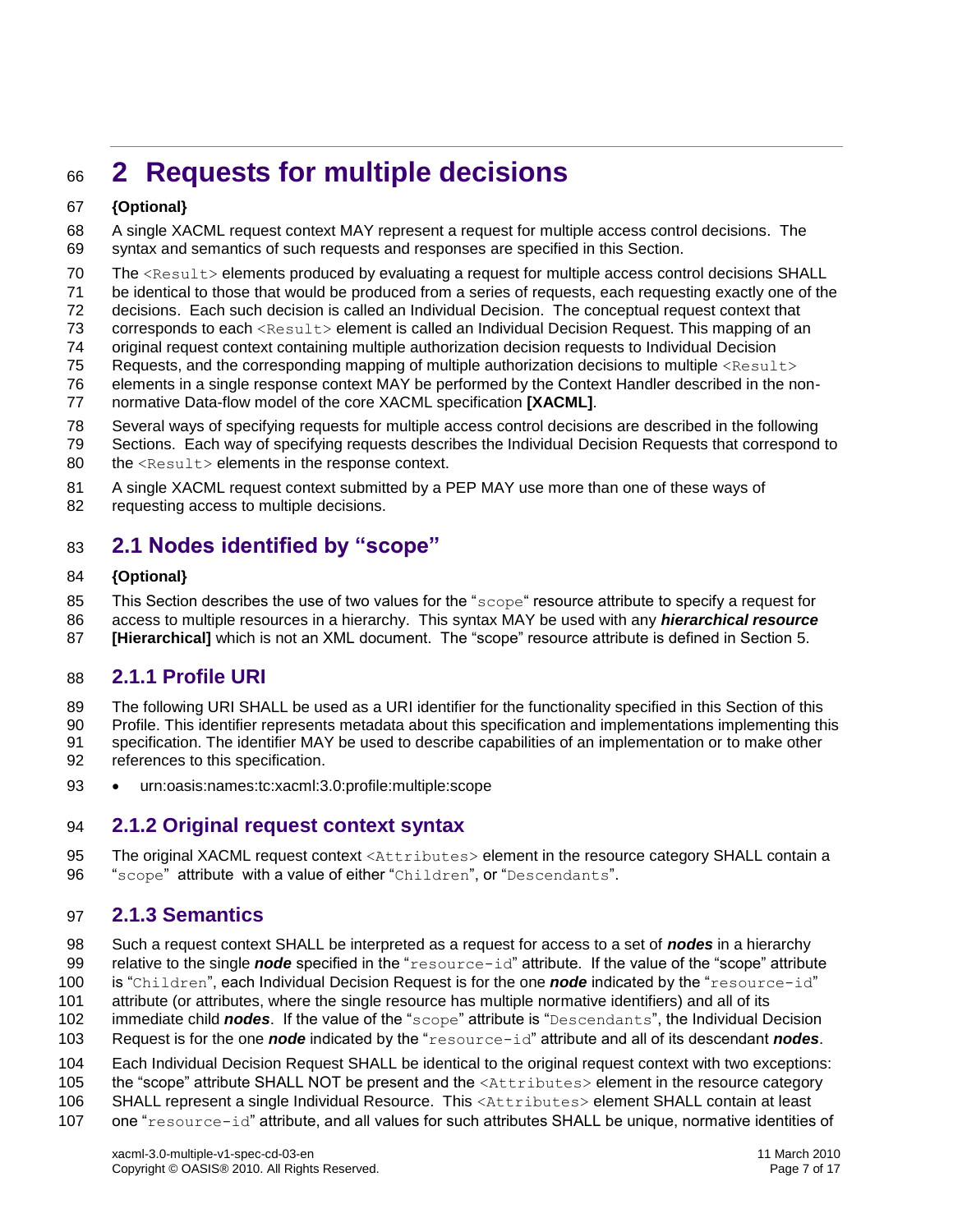# 2 Requests for multiple decisions

**{Optional}**

A single XACML request context MAY represent a request for multiple access control decisions. The syntax and semantics of such requests and responses are specified in this Section.

The `<Result>` elements produced by evaluating a request for multiple access control decisions SHALL be identical to those that would be produced from a series of requests, each requesting exactly one of the decisions. Each such decision is called an Individual Decision. The conceptual request context that corresponds to each `<Result>` element is called an Individual Decision Request. This mapping of an original request context containing multiple authorization decision requests to Individual Decision Requests, and the corresponding mapping of multiple authorization decisions to multiple `<Result>` elements in a single response context MAY be performed by the Context Handler described in the non-normative Data-flow model of the core XACML specification **[XACML]**.

Several ways of specifying requests for multiple access control decisions are described in the following Sections. Each way of specifying requests describes the Individual Decision Requests that correspond to the `<Result>` elements in the response context.

A single XACML request context submitted by a PEP MAY use more than one of these ways of requesting access to multiple decisions.

## 2.1 Nodes identified by "scope"

**{Optional}**

This Section describes the use of two values for the "`scope`" resource attribute to specify a request for access to multiple resources in a hierarchy. This syntax MAY be used with any ***hierarchical resource*** **[Hierarchical]** which is not an XML document. The "scope" resource attribute is defined in Section 5.

### 2.1.1 Profile URI

The following URI SHALL be used as a URI identifier for the functionality specified in this Section of this Profile. This identifier represents metadata about this specification and implementations implementing this specification. The identifier MAY be used to describe capabilities of an implementation or to make other references to this specification.

- urn:oasis:names:tc:xacml:3.0:profile:multiple:scope

### 2.1.2 Original request context syntax

The original XACML request context `<Attributes>` element in the resource category SHALL contain a "`scope`" attribute with a value of either "`Children`", or "`Descendants`".

### 2.1.3 Semantics

Such a request context SHALL be interpreted as a request for access to a set of ***nodes*** in a hierarchy relative to the single ***node*** specified in the "`resource-id`" attribute. If the value of the "scope" attribute is "`Children`", each Individual Decision Request is for the one ***node*** indicated by the "`resource-id`" attribute (or attributes, where the single resource has multiple normative identifiers) and all of its immediate child ***nodes***. If the value of the "`scope`" attribute is "`Descendants`", the Individual Decision Request is for the one ***node*** indicated by the "`resource-id`" attribute and all of its descendant ***nodes***.

Each Individual Decision Request SHALL be identical to the original request context with two exceptions: the "scope" attribute SHALL NOT be present and the `<Attributes>` element in the resource category SHALL represent a single Individual Resource. This `<Attributes>` element SHALL contain at least one "`resource-id`" attribute, and all values for such attributes SHALL be unique, normative identities of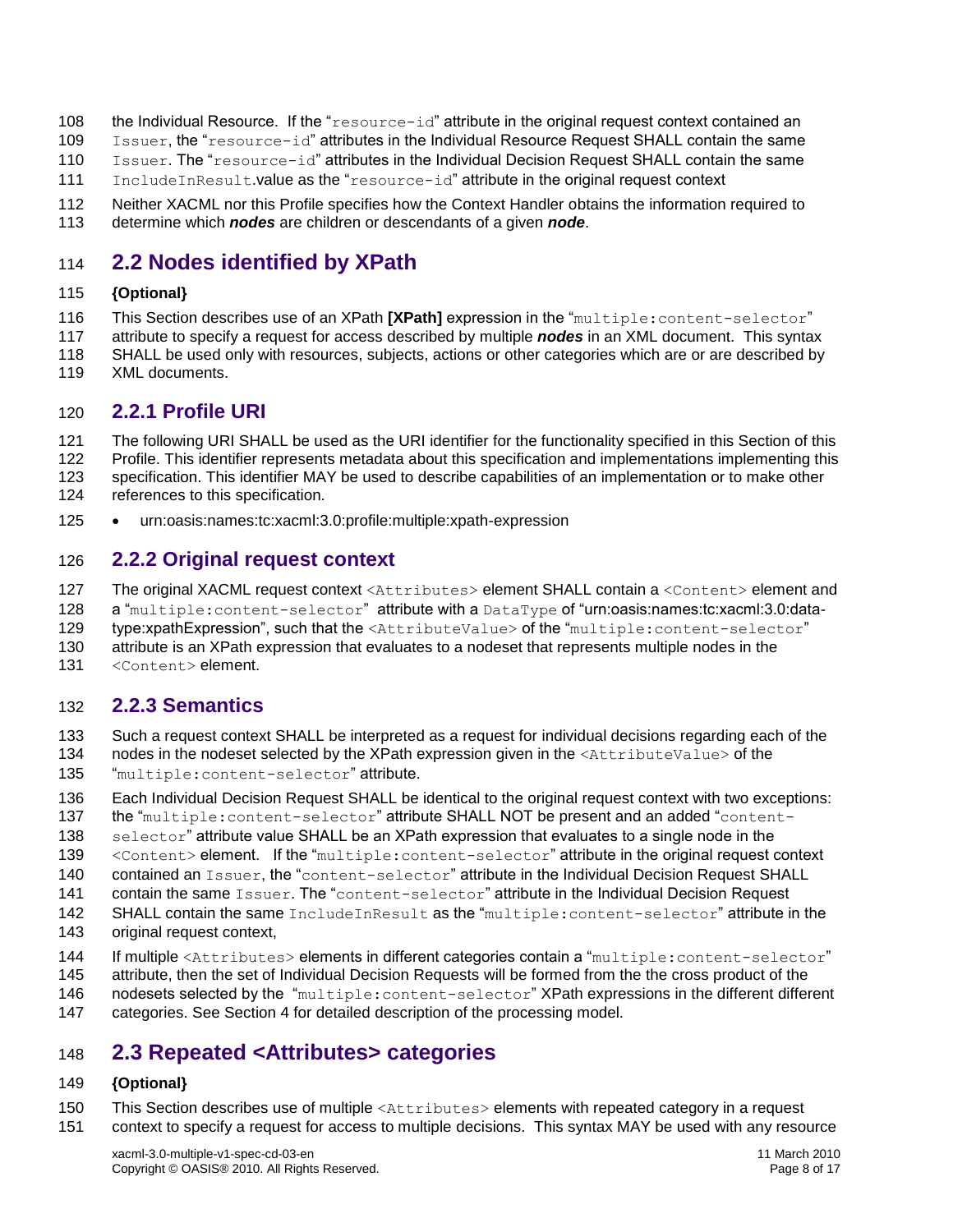the Individual Resource. If the "resource-id" attribute in the original request context contained an Issuer, the "resource-id" attributes in the Individual Resource Request SHALL contain the same Issuer. The "resource-id" attributes in the Individual Decision Request SHALL contain the same IncludeInResult.value as the "resource-id" attribute in the original request context

Neither XACML nor this Profile specifies how the Context Handler obtains the information required to determine which ***nodes*** are children or descendants of a given ***node***.

## 2.2 Nodes identified by XPath

**{Optional}**

This Section describes use of an XPath **[XPath]** expression in the "multiple:content-selector" attribute to specify a request for access described by multiple ***nodes*** in an XML document. This syntax SHALL be used only with resources, subjects, actions or other categories which are or are described by XML documents.

### 2.2.1 Profile URI

The following URI SHALL be used as the URI identifier for the functionality specified in this Section of this Profile. This identifier represents metadata about this specification and implementations implementing this specification. This identifier MAY be used to describe capabilities of an implementation or to make other references to this specification.

- urn:oasis:names:tc:xacml:3.0:profile:multiple:xpath-expression

### 2.2.2 Original request context

The original XACML request context `<Attributes>` element SHALL contain a `<Content>` element and a "multiple:content-selector" attribute with a DataType of "urn:oasis:names:tc:xacml:3.0:data-type:xpathExpression", such that the `<AttributeValue>` of the "multiple:content-selector" attribute is an XPath expression that evaluates to a nodeset that represents multiple nodes in the `<Content>` element.

### 2.2.3 Semantics

Such a request context SHALL be interpreted as a request for individual decisions regarding each of the nodes in the nodeset selected by the XPath expression given in the `<AttributeValue>` of the "multiple:content-selector" attribute.

Each Individual Decision Request SHALL be identical to the original request context with two exceptions: the "multiple:content-selector" attribute SHALL NOT be present and an added "content-selector" attribute value SHALL be an XPath expression that evaluates to a single node in the `<Content>` element. If the "multiple:content-selector" attribute in the original request context contained an Issuer, the "content-selector" attribute in the Individual Decision Request SHALL contain the same Issuer. The "content-selector" attribute in the Individual Decision Request SHALL contain the same IncludeInResult as the "multiple:content-selector" attribute in the original request context,

If multiple `<Attributes>` elements in different categories contain a "multiple:content-selector" attribute, then the set of Individual Decision Requests will be formed from the the cross product of the nodesets selected by the "multiple:content-selector" XPath expressions in the different different categories. See Section 4 for detailed description of the processing model.

## 2.3 Repeated <Attributes> categories

**{Optional}**

This Section describes use of multiple `<Attributes>` elements with repeated category in a request context to specify a request for access to multiple decisions. This syntax MAY be used with any resource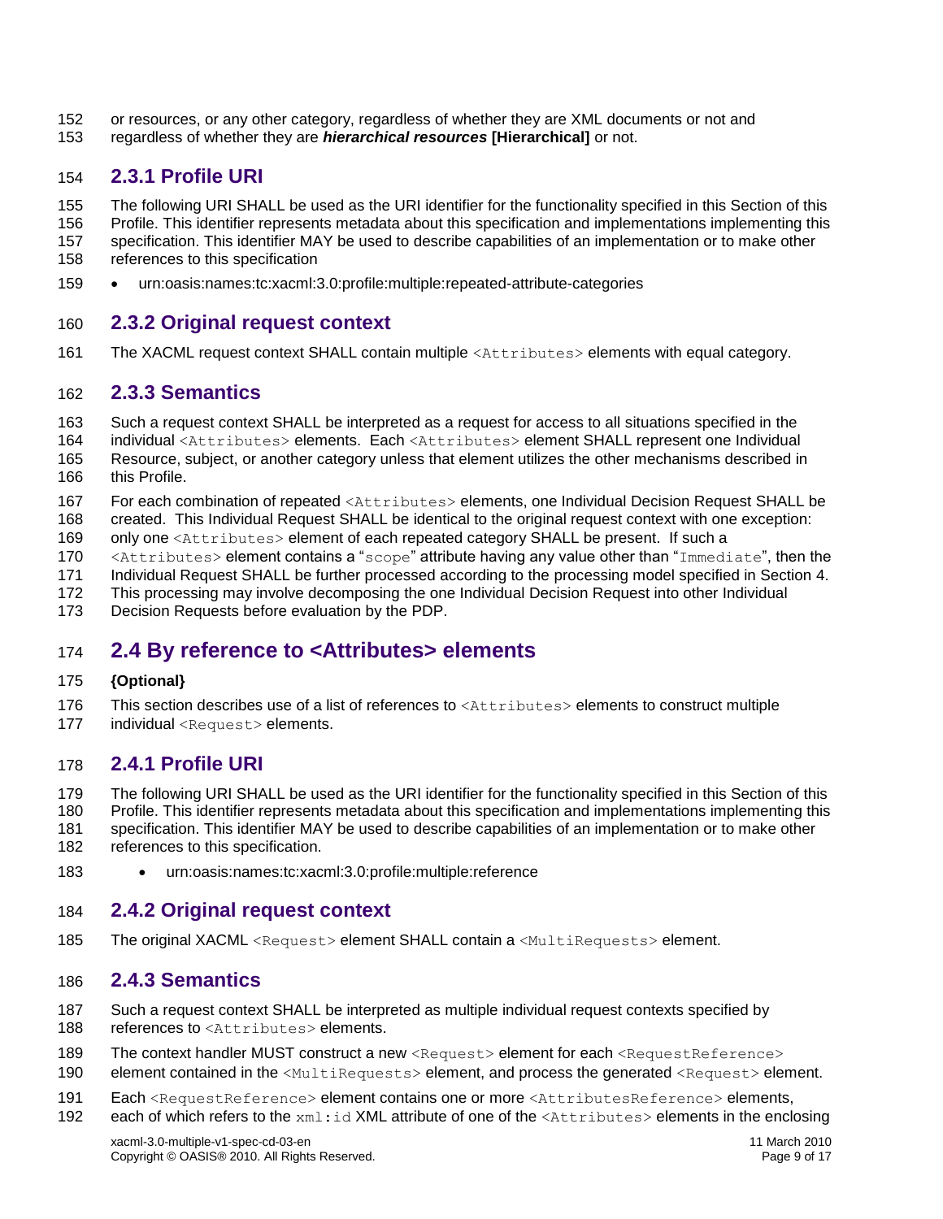or resources, or any other category, regardless of whether they are XML documents or not and regardless of whether they are ***hierarchical resources*** **[Hierarchical]** or not.

### 2.3.1 Profile URI

The following URI SHALL be used as the URI identifier for the functionality specified in this Section of this Profile. This identifier represents metadata about this specification and implementations implementing this specification. This identifier MAY be used to describe capabilities of an implementation or to make other references to this specification

- urn:oasis:names:tc:xacml:3.0:profile:multiple:repeated-attribute-categories

### 2.3.2 Original request context

The XACML request context SHALL contain multiple `<Attributes>` elements with equal category.

### 2.3.3 Semantics

Such a request context SHALL be interpreted as a request for access to all situations specified in the individual `<Attributes>` elements. Each `<Attributes>` element SHALL represent one Individual Resource, subject, or another category unless that element utilizes the other mechanisms described in this Profile.

For each combination of repeated `<Attributes>` elements, one Individual Decision Request SHALL be created. This Individual Request SHALL be identical to the original request context with one exception: only one `<Attributes>` element of each repeated category SHALL be present. If such a `<Attributes>` element contains a "`scope`" attribute having any value other than "`Immediate`", then the Individual Request SHALL be further processed according to the processing model specified in Section 4. This processing may involve decomposing the one Individual Decision Request into other Individual Decision Requests before evaluation by the PDP.

## 2.4 By reference to <Attributes> elements

**{Optional}**

This section describes use of a list of references to `<Attributes>` elements to construct multiple individual `<Request>` elements.

### 2.4.1 Profile URI

The following URI SHALL be used as the URI identifier for the functionality specified in this Section of this Profile. This identifier represents metadata about this specification and implementations implementing this specification. This identifier MAY be used to describe capabilities of an implementation or to make other references to this specification.

- urn:oasis:names:tc:xacml:3.0:profile:multiple:reference

### 2.4.2 Original request context

The original XACML `<Request>` element SHALL contain a `<MultiRequests>` element.

### 2.4.3 Semantics

Such a request context SHALL be interpreted as multiple individual request contexts specified by references to `<Attributes>` elements.

The context handler MUST construct a new `<Request>` element for each `<RequestReference>` element contained in the `<MultiRequests>` element, and process the generated `<Request>` element.

Each `<RequestReference>` element contains one or more `<AttributesReference>` elements, each of which refers to the `xml:id` XML attribute of one of the `<Attributes>` elements in the enclosing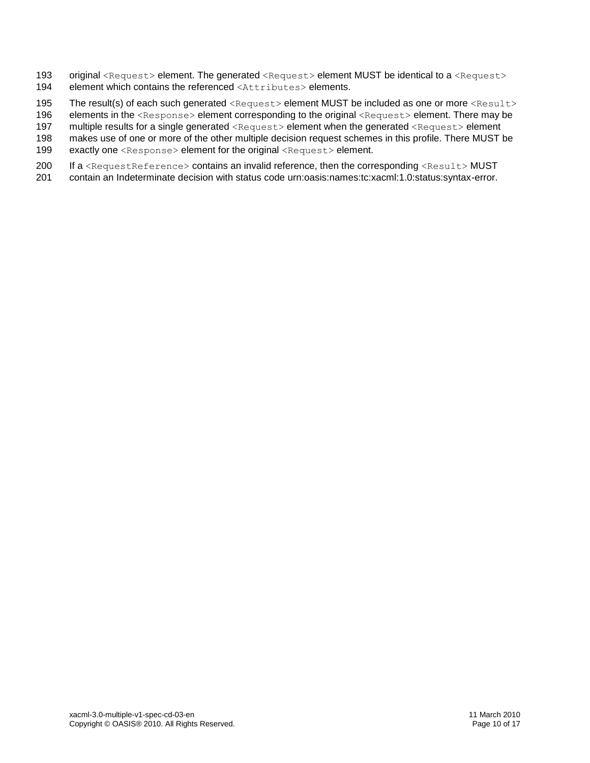original `<Request>` element. The generated `<Request>` element MUST be identical to a `<Request>` element which contains the referenced `<Attributes>` elements.

The result(s) of each such generated `<Request>` element MUST be included as one or more `<Result>` elements in the `<Response>` element corresponding to the original `<Request>` element. There may be multiple results for a single generated `<Request>` element when the generated `<Request>` element makes use of one or more of the other multiple decision request schemes in this profile. There MUST be exactly one `<Response>` element for the original `<Request>` element.

If a `<RequestReference>` contains an invalid reference, then the corresponding `<Result>` MUST contain an Indeterminate decision with status code urn:oasis:names:tc:xacml:1.0:status:syntax-error.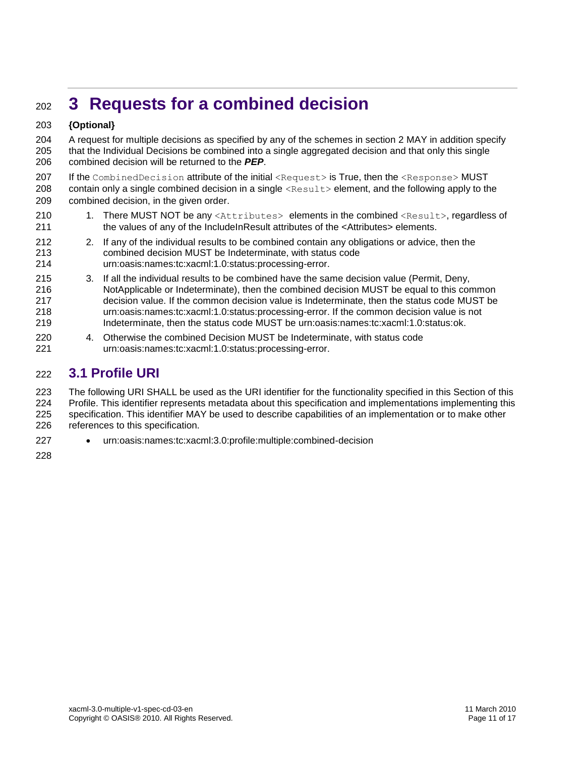# 3 Requests for a combined decision

**{Optional}**

A request for multiple decisions as specified by any of the schemes in section 2 MAY in addition specify that the Individual Decisions be combined into a single aggregated decision and that only this single combined decision will be returned to the ***PEP***.

If the `CombinedDecision` attribute of the initial `<Request>` is True, then the `<Response>` MUST contain only a single combined decision in a single `<Result>` element, and the following apply to the combined decision, in the given order.

1. There MUST NOT be any `<Attributes>` elements in the combined `<Result>`, regardless of the values of any of the IncludeInResult attributes of the <Attributes> elements.
2. If any of the individual results to be combined contain any obligations or advice, then the combined decision MUST be Indeterminate, with status code urn:oasis:names:tc:xacml:1.0:status:processing-error.
3. If all the individual results to be combined have the same decision value (Permit, Deny, NotApplicable or Indeterminate), then the combined decision MUST be equal to this common decision value. If the common decision value is Indeterminate, then the status code MUST be urn:oasis:names:tc:xacml:1.0:status:processing-error. If the common decision value is not Indeterminate, then the status code MUST be urn:oasis:names:tc:xacml:1.0:status:ok.
4. Otherwise the combined Decision MUST be Indeterminate, with status code urn:oasis:names:tc:xacml:1.0:status:processing-error.

## 3.1 Profile URI

The following URI SHALL be used as the URI identifier for the functionality specified in this Section of this Profile. This identifier represents metadata about this specification and implementations implementing this specification. This identifier MAY be used to describe capabilities of an implementation or to make other references to this specification.

- urn:oasis:names:tc:xacml:3.0:profile:multiple:combined-decision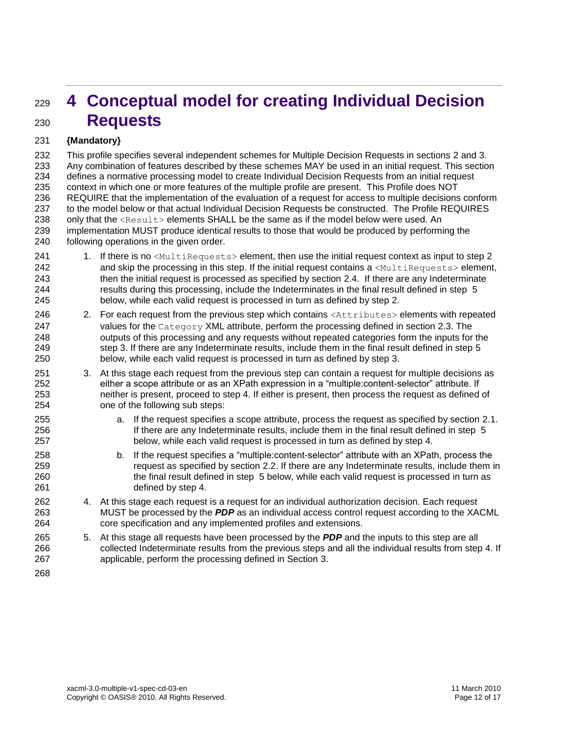# 4 Conceptual model for creating Individual Decision Requests

**{Mandatory}**

This profile specifies several independent schemes for Multiple Decision Requests in sections 2 and 3. Any combination of features described by these schemes MAY be used in an initial request. This section defines a normative processing model to create Individual Decision Requests from an initial request context in which one or more features of the multiple profile are present. This Profile does NOT REQUIRE that the implementation of the evaluation of a request for access to multiple decisions conform to the model below or that actual Individual Decision Requests be constructed. The Profile REQUIRES only that the `<Result>` elements SHALL be the same as if the model below were used. An implementation MUST produce identical results to those that would be produced by performing the following operations in the given order.

1. If there is no `<MultiRequests>` element, then use the initial request context as input to step 2 and skip the processing in this step. If the initial request contains a `<MultiRequests>` element, then the initial request is processed as specified by section 2.4. If there are any Indeterminate results during this processing, include the Indeterminates in the final result defined in step 5 below, while each valid request is processed in turn as defined by step 2.
2. For each request from the previous step which contains `<Attributes>` elements with repeated values for the `Category` XML attribute, perform the processing defined in section 2.3. The outputs of this processing and any requests without repeated categories form the inputs for the step 3. If there are any Indeterminate results, include them in the final result defined in step 5 below, while each valid request is processed in turn as defined by step 3.
3. At this stage each request from the previous step can contain a request for multiple decisions as either a scope attribute or as an XPath expression in a "multiple:content-selector" attribute. If neither is present, proceed to step 4. If either is present, then process the request as defined of one of the following sub steps:
   a. If the request specifies a scope attribute, process the request as specified by section 2.1. If there are any Indeterminate results, include them in the final result defined in step 5 below, while each valid request is processed in turn as defined by step 4.
   b. If the request specifies a "multiple:content-selector" attribute with an XPath, process the request as specified by section 2.2. If there are any Indeterminate results, include them in the final result defined in step 5 below, while each valid request is processed in turn as defined by step 4.
4. At this stage each request is a request for an individual authorization decision. Each request MUST be processed by the ***PDP*** as an individual access control request according to the XACML core specification and any implemented profiles and extensions.
5. At this stage all requests have been processed by the ***PDP*** and the inputs to this step are all collected Indeterminate results from the previous steps and all the individual results from step 4. If applicable, perform the processing defined in Section 3.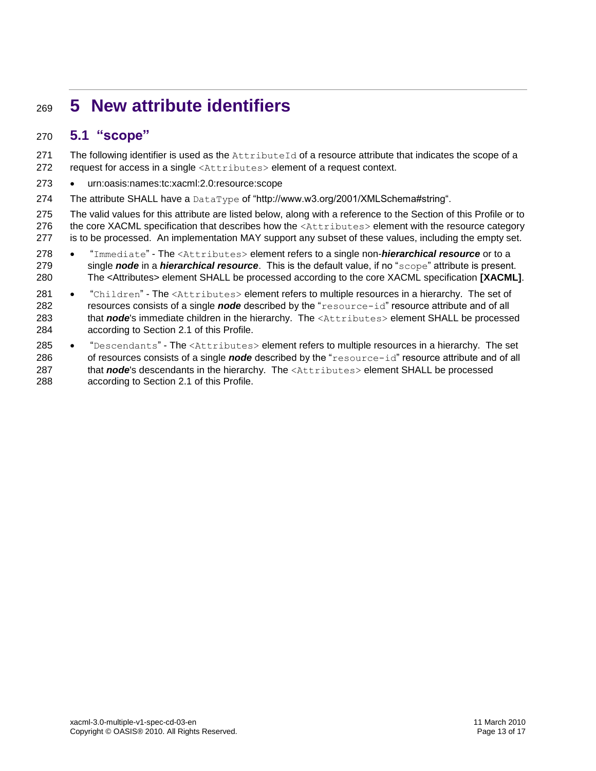# 5 New attribute identifiers

## 5.1 "scope"

The following identifier is used as the `AttributeId` of a resource attribute that indicates the scope of a request for access in a single `<Attributes>` element of a request context.

- urn:oasis:names:tc:xacml:2.0:resource:scope

The attribute SHALL have a `DataType` of "http://www.w3.org/2001/XMLSchema#string".

The valid values for this attribute are listed below, along with a reference to the Section of this Profile or to the core XACML specification that describes how the `<Attributes>` element with the resource category is to be processed. An implementation MAY support any subset of these values, including the empty set.

- "`Immediate`" - The `<Attributes>` element refers to a single non-***hierarchical resource*** or to a single ***node*** in a ***hierarchical resource***. This is the default value, if no "`scope`" attribute is present. The <Attributes> element SHALL be processed according to the core XACML specification **[XACML]**.
- "`Children`" - The `<Attributes>` element refers to multiple resources in a hierarchy. The set of resources consists of a single ***node*** described by the "`resource-id`" resource attribute and of all that ***node***'s immediate children in the hierarchy. The `<Attributes>` element SHALL be processed according to Section 2.1 of this Profile.
- "`Descendants`" - The `<Attributes>` element refers to multiple resources in a hierarchy. The set of resources consists of a single ***node*** described by the "`resource-id`" resource attribute and of all that ***node***'s descendants in the hierarchy. The `<Attributes>` element SHALL be processed according to Section 2.1 of this Profile.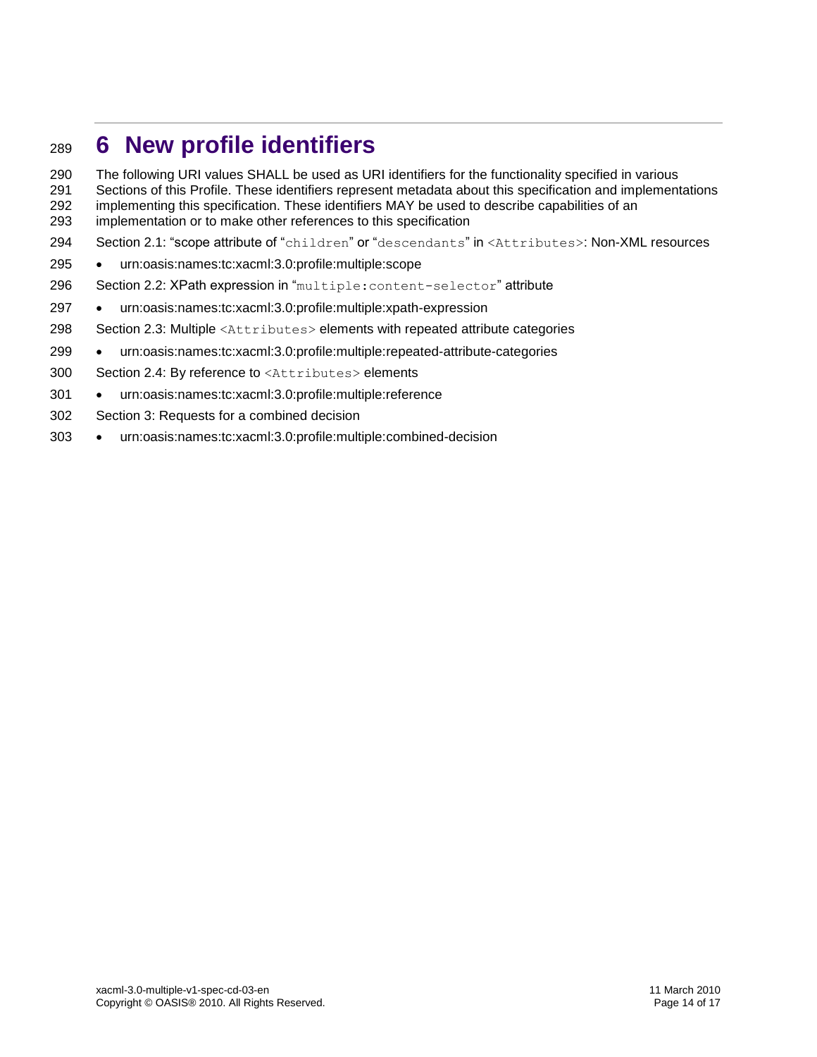# 6 New profile identifiers

The following URI values SHALL be used as URI identifiers for the functionality specified in various Sections of this Profile. These identifiers represent metadata about this specification and implementations implementing this specification. These identifiers MAY be used to describe capabilities of an implementation or to make other references to this specification

Section 2.1: "scope attribute of "`children`" or "`descendants`" in `<Attributes>`: Non-XML resources

- urn:oasis:names:tc:xacml:3.0:profile:multiple:scope

Section 2.2: XPath expression in "`multiple:content-selector`" attribute

- urn:oasis:names:tc:xacml:3.0:profile:multiple:xpath-expression

Section 2.3: Multiple `<Attributes>` elements with repeated attribute categories

- urn:oasis:names:tc:xacml:3.0:profile:multiple:repeated-attribute-categories

Section 2.4: By reference to `<Attributes>` elements

- urn:oasis:names:tc:xacml:3.0:profile:multiple:reference

Section 3: Requests for a combined decision

- urn:oasis:names:tc:xacml:3.0:profile:multiple:combined-decision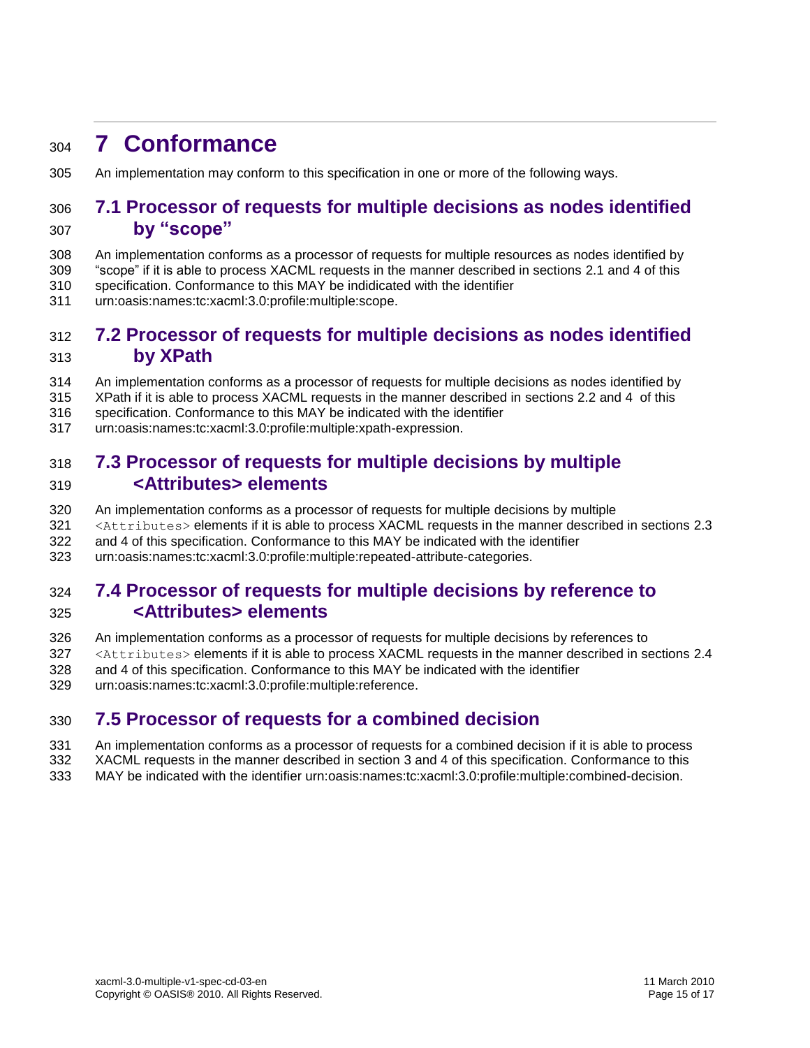# 7 Conformance

An implementation may conform to this specification in one or more of the following ways.

## 7.1 Processor of requests for multiple decisions as nodes identified by "scope"

An implementation conforms as a processor of requests for multiple resources as nodes identified by "scope" if it is able to process XACML requests in the manner described in sections 2.1 and 4 of this specification. Conformance to this MAY be indidicated with the identifier urn:oasis:names:tc:xacml:3.0:profile:multiple:scope.

## 7.2 Processor of requests for multiple decisions as nodes identified by XPath

An implementation conforms as a processor of requests for multiple decisions as nodes identified by XPath if it is able to process XACML requests in the manner described in sections 2.2 and 4 of this specification. Conformance to this MAY be indicated with the identifier urn:oasis:names:tc:xacml:3.0:profile:multiple:xpath-expression.

## 7.3 Processor of requests for multiple decisions by multiple <Attributes> elements

An implementation conforms as a processor of requests for multiple decisions by multiple `<Attributes>` elements if it is able to process XACML requests in the manner described in sections 2.3 and 4 of this specification. Conformance to this MAY be indicated with the identifier urn:oasis:names:tc:xacml:3.0:profile:multiple:repeated-attribute-categories.

## 7.4 Processor of requests for multiple decisions by reference to <Attributes> elements

An implementation conforms as a processor of requests for multiple decisions by references to `<Attributes>` elements if it is able to process XACML requests in the manner described in sections 2.4 and 4 of this specification. Conformance to this MAY be indicated with the identifier urn:oasis:names:tc:xacml:3.0:profile:multiple:reference.

## 7.5 Processor of requests for a combined decision

An implementation conforms as a processor of requests for a combined decision if it is able to process XACML requests in the manner described in section 3 and 4 of this specification. Conformance to this MAY be indicated with the identifier urn:oasis:names:tc:xacml:3.0:profile:multiple:combined-decision.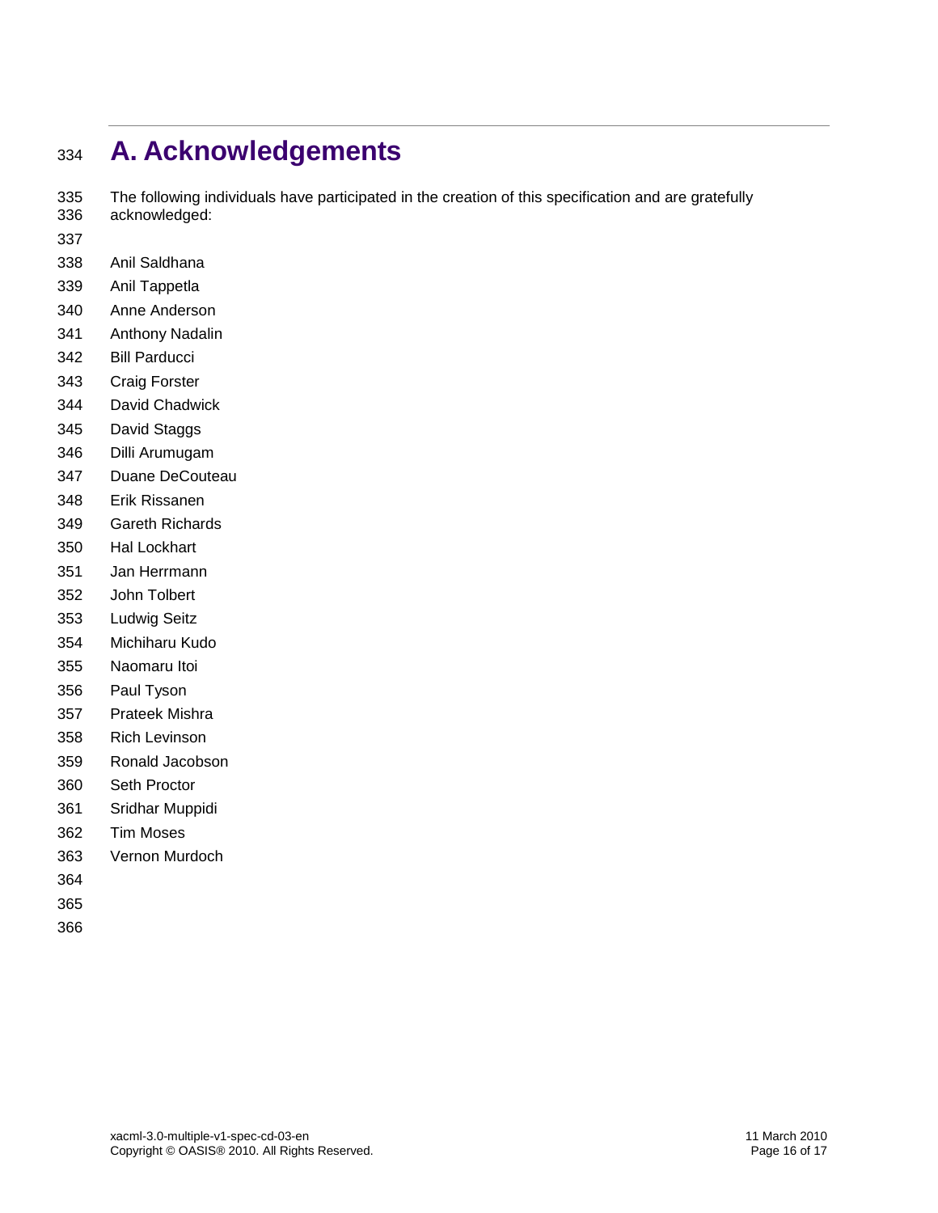# A. Acknowledgements

The following individuals have participated in the creation of this specification and are gratefully acknowledged:

Anil Saldhana
Anil Tappetla
Anne Anderson
Anthony Nadalin
Bill Parducci
Craig Forster
David Chadwick
David Staggs
Dilli Arumugam
Duane DeCouteau
Erik Rissanen
Gareth Richards
Hal Lockhart
Jan Herrmann
John Tolbert
Ludwig Seitz
Michiharu Kudo
Naomaru Itoi
Paul Tyson
Prateek Mishra
Rich Levinson
Ronald Jacobson
Seth Proctor
Sridhar Muppidi
Tim Moses
Vernon Murdoch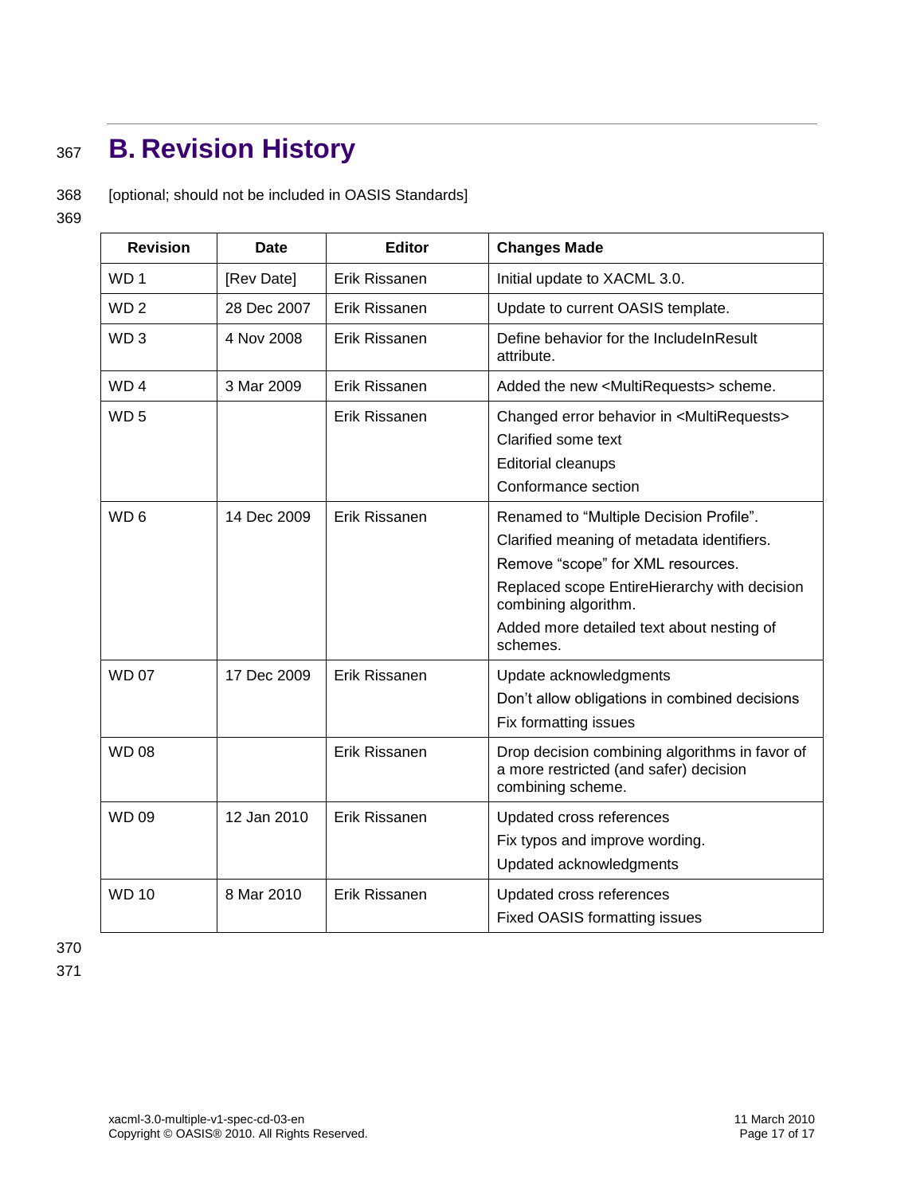# B. Revision History

[optional; should not be included in OASIS Standards]

| Revision | Date | Editor | Changes Made |
|---|---|---|---|
| WD 1 | [Rev Date] | Erik Rissanen | Initial update to XACML 3.0. |
| WD 2 | 28 Dec 2007 | Erik Rissanen | Update to current OASIS template. |
| WD 3 | 4 Nov 2008 | Erik Rissanen | Define behavior for the IncludeInResult attribute. |
| WD 4 | 3 Mar 2009 | Erik Rissanen | Added the new <MultiRequests> scheme. |
| WD 5 | | Erik Rissanen | Changed error behavior in <MultiRequests><br>Clarified some text<br>Editorial cleanups<br>Conformance section |
| WD 6 | 14 Dec 2009 | Erik Rissanen | Renamed to “Multiple Decision Profile”.<br>Clarified meaning of metadata identifiers.<br>Remove “scope” for XML resources.<br>Replaced scope EntireHierarchy with decision combining algorithm.<br>Added more detailed text about nesting of schemes. |
| WD 07 | 17 Dec 2009 | Erik Rissanen | Update acknowledgments<br>Don’t allow obligations in combined decisions<br>Fix formatting issues |
| WD 08 | | Erik Rissanen | Drop decision combining algorithms in favor of a more restricted (and safer) decision combining scheme. |
| WD 09 | 12 Jan 2010 | Erik Rissanen | Updated cross references<br>Fix typos and improve wording.<br>Updated acknowledgments |
| WD 10 | 8 Mar 2010 | Erik Rissanen | Updated cross references<br>Fixed OASIS formatting issues |